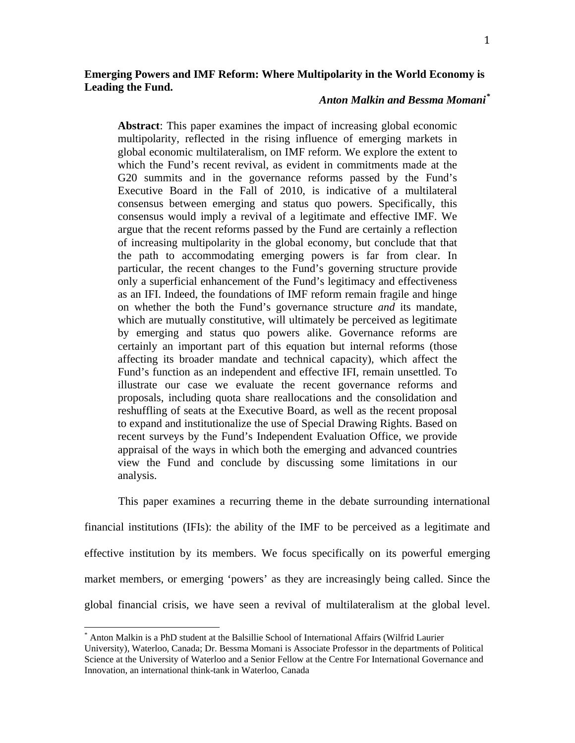# Emerging Powers and IMF Reform: Where Multipolarity in the World Economy is Leading the Fund.

***Anton Malkin and Bessma Momani*** [*]

**Abstract**: This paper examines the impact of increasing global economic multipolarity, reflected in the rising influence of emerging markets in global economic multilateralism, on IMF reform. We explore the extent to which the Fund's recent revival, as evident in commitments made at the G20 summits and in the governance reforms passed by the Fund's Executive Board in the Fall of 2010, is indicative of a multilateral consensus between emerging and status quo powers. Specifically, this consensus would imply a revival of a legitimate and effective IMF. We argue that the recent reforms passed by the Fund are certainly a reflection of increasing multipolarity in the global economy, but conclude that that the path to accommodating emerging powers is far from clear. In particular, the recent changes to the Fund's governing structure provide only a superficial enhancement of the Fund's legitimacy and effectiveness as an IFI. Indeed, the foundations of IMF reform remain fragile and hinge on whether the both the Fund's governance structure *and* its mandate, which are mutually constitutive, will ultimately be perceived as legitimate by emerging and status quo powers alike. Governance reforms are certainly an important part of this equation but internal reforms (those affecting its broader mandate and technical capacity), which affect the Fund's function as an independent and effective IFI, remain unsettled. To illustrate our case we evaluate the recent governance reforms and proposals, including quota share reallocations and the consolidation and reshuffling of seats at the Executive Board, as well as the recent proposal to expand and institutionalize the use of Special Drawing Rights. Based on recent surveys by the Fund's Independent Evaluation Office, we provide appraisal of the ways in which both the emerging and advanced countries view the Fund and conclude by discussing some limitations in our analysis.

This paper examines a recurring theme in the debate surrounding international financial institutions (IFIs): the ability of the IMF to be perceived as a legitimate and effective institution by its members. We focus specifically on its powerful emerging market members, or emerging 'powers' as they are increasingly being called. Since the global financial crisis, we have seen a revival of multilateralism at the global level.

[*] Anton Malkin is a PhD student at the Balsillie School of International Affairs (Wilfrid Laurier University), Waterloo, Canada; Dr. Bessma Momani is Associate Professor in the departments of Political Science at the University of Waterloo and a Senior Fellow at the Centre For International Governance and Innovation, an international think-tank in Waterloo, Canada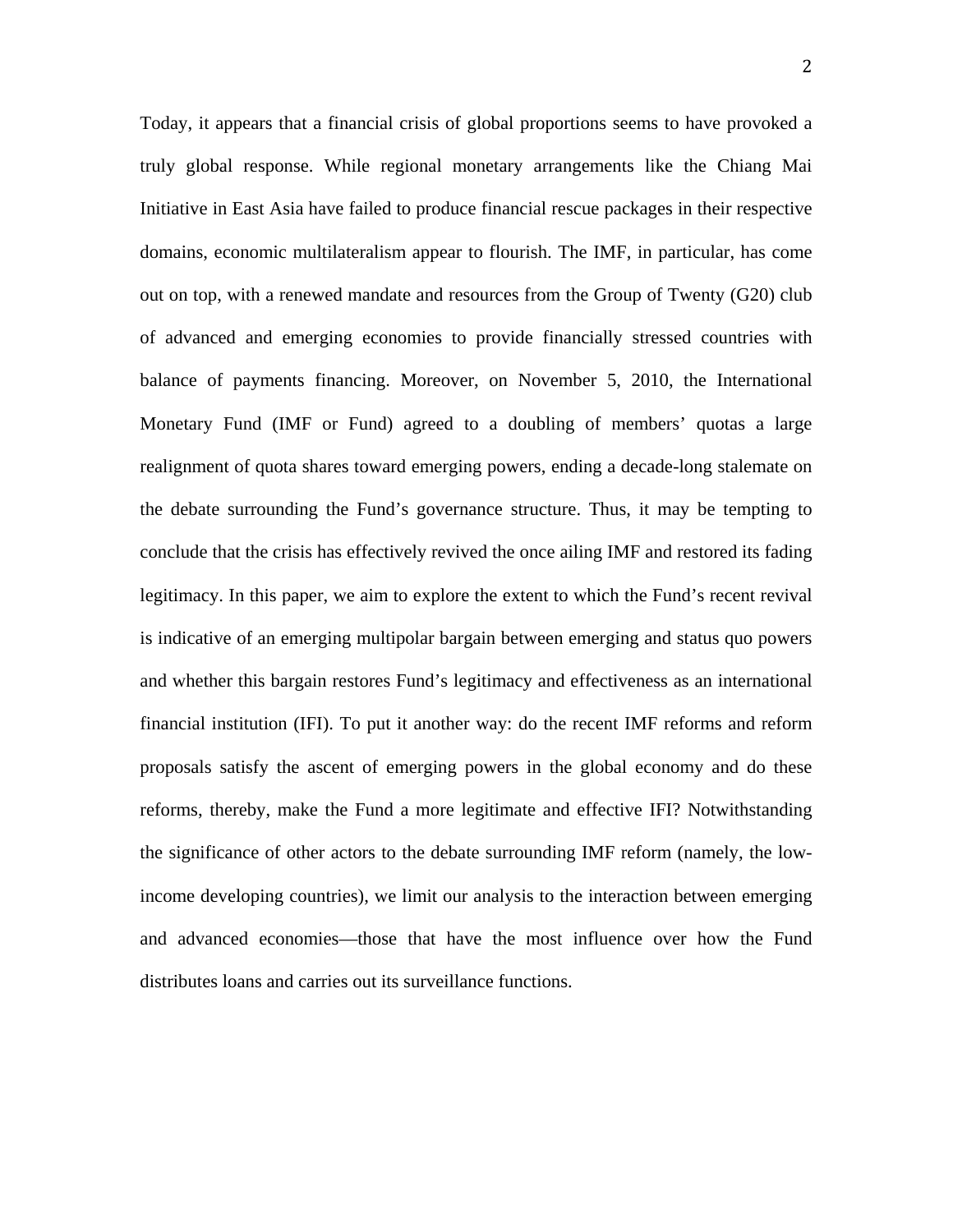Today, it appears that a financial crisis of global proportions seems to have provoked a truly global response. While regional monetary arrangements like the Chiang Mai Initiative in East Asia have failed to produce financial rescue packages in their respective domains, economic multilateralism appear to flourish. The IMF, in particular, has come out on top, with a renewed mandate and resources from the Group of Twenty (G20) club of advanced and emerging economies to provide financially stressed countries with balance of payments financing. Moreover, on November 5, 2010, the International Monetary Fund (IMF or Fund) agreed to a doubling of members' quotas a large realignment of quota shares toward emerging powers, ending a decade-long stalemate on the debate surrounding the Fund's governance structure. Thus, it may be tempting to conclude that the crisis has effectively revived the once ailing IMF and restored its fading legitimacy. In this paper, we aim to explore the extent to which the Fund's recent revival is indicative of an emerging multipolar bargain between emerging and status quo powers and whether this bargain restores Fund's legitimacy and effectiveness as an international financial institution (IFI). To put it another way: do the recent IMF reforms and reform proposals satisfy the ascent of emerging powers in the global economy and do these reforms, thereby, make the Fund a more legitimate and effective IFI? Notwithstanding the significance of other actors to the debate surrounding IMF reform (namely, the low-income developing countries), we limit our analysis to the interaction between emerging and advanced economies—those that have the most influence over how the Fund distributes loans and carries out its surveillance functions.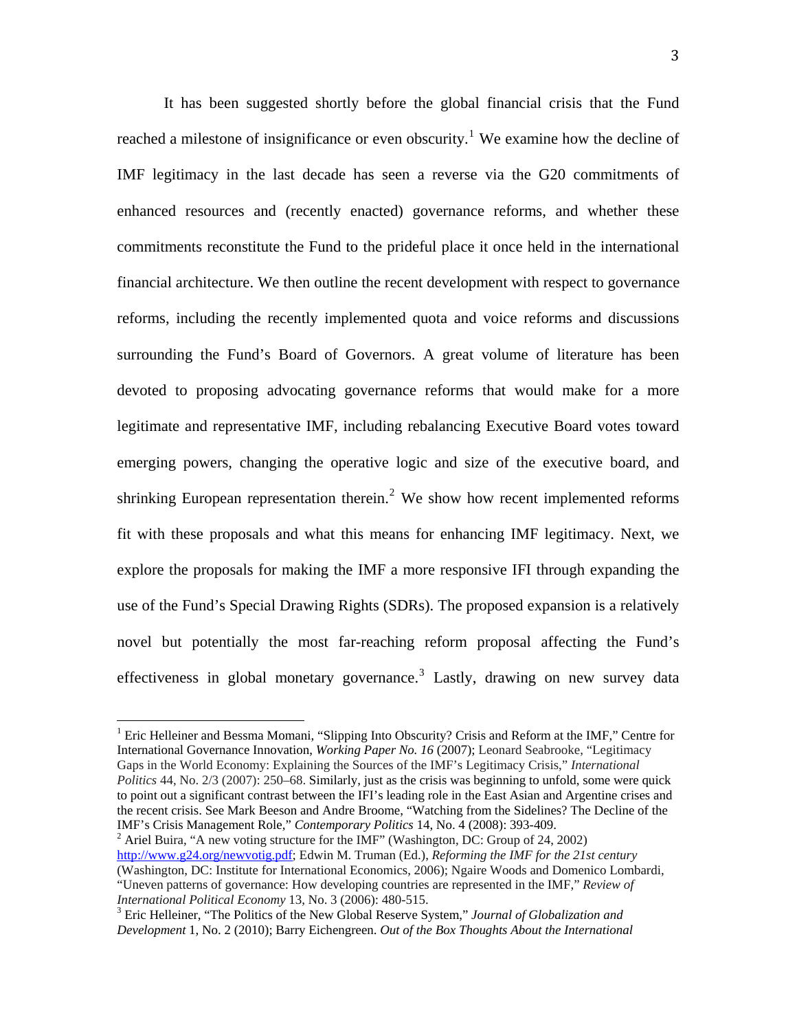It has been suggested shortly before the global financial crisis that the Fund reached a milestone of insignificance or even obscurity.[1] We examine how the decline of IMF legitimacy in the last decade has seen a reverse via the G20 commitments of enhanced resources and (recently enacted) governance reforms, and whether these commitments reconstitute the Fund to the prideful place it once held in the international financial architecture. We then outline the recent development with respect to governance reforms, including the recently implemented quota and voice reforms and discussions surrounding the Fund's Board of Governors. A great volume of literature has been devoted to proposing advocating governance reforms that would make for a more legitimate and representative IMF, including rebalancing Executive Board votes toward emerging powers, changing the operative logic and size of the executive board, and shrinking European representation therein.[2] We show how recent implemented reforms fit with these proposals and what this means for enhancing IMF legitimacy. Next, we explore the proposals for making the IMF a more responsive IFI through expanding the use of the Fund's Special Drawing Rights (SDRs). The proposed expansion is a relatively novel but potentially the most far-reaching reform proposal affecting the Fund's effectiveness in global monetary governance.[3] Lastly, drawing on new survey data

[1] Eric Helleiner and Bessma Momani, "Slipping Into Obscurity? Crisis and Reform at the IMF," Centre for International Governance Innovation, *Working Paper No. 16* (2007); Leonard Seabrooke, "Legitimacy Gaps in the World Economy: Explaining the Sources of the IMF's Legitimacy Crisis," *International Politics* 44, No. 2/3 (2007): 250–68. Similarly, just as the crisis was beginning to unfold, some were quick to point out a significant contrast between the IFI's leading role in the East Asian and Argentine crises and the recent crisis. See Mark Beeson and Andre Broome, "Watching from the Sidelines? The Decline of the IMF's Crisis Management Role," *Contemporary Politics* 14, No. 4 (2008): 393-409.

[2] Ariel Buira, "A new voting structure for the IMF" (Washington, DC: Group of 24, 2002) http://www.g24.org/newvotig.pdf; Edwin M. Truman (Ed.), *Reforming the IMF for the 21st century* (Washington, DC: Institute for International Economics, 2006); Ngaire Woods and Domenico Lombardi, "Uneven patterns of governance: How developing countries are represented in the IMF," *Review of International Political Economy* 13, No. 3 (2006): 480-515.

[3] Eric Helleiner, "The Politics of the New Global Reserve System," *Journal of Globalization and Development* 1, No. 2 (2010); Barry Eichengreen. *Out of the Box Thoughts About the International*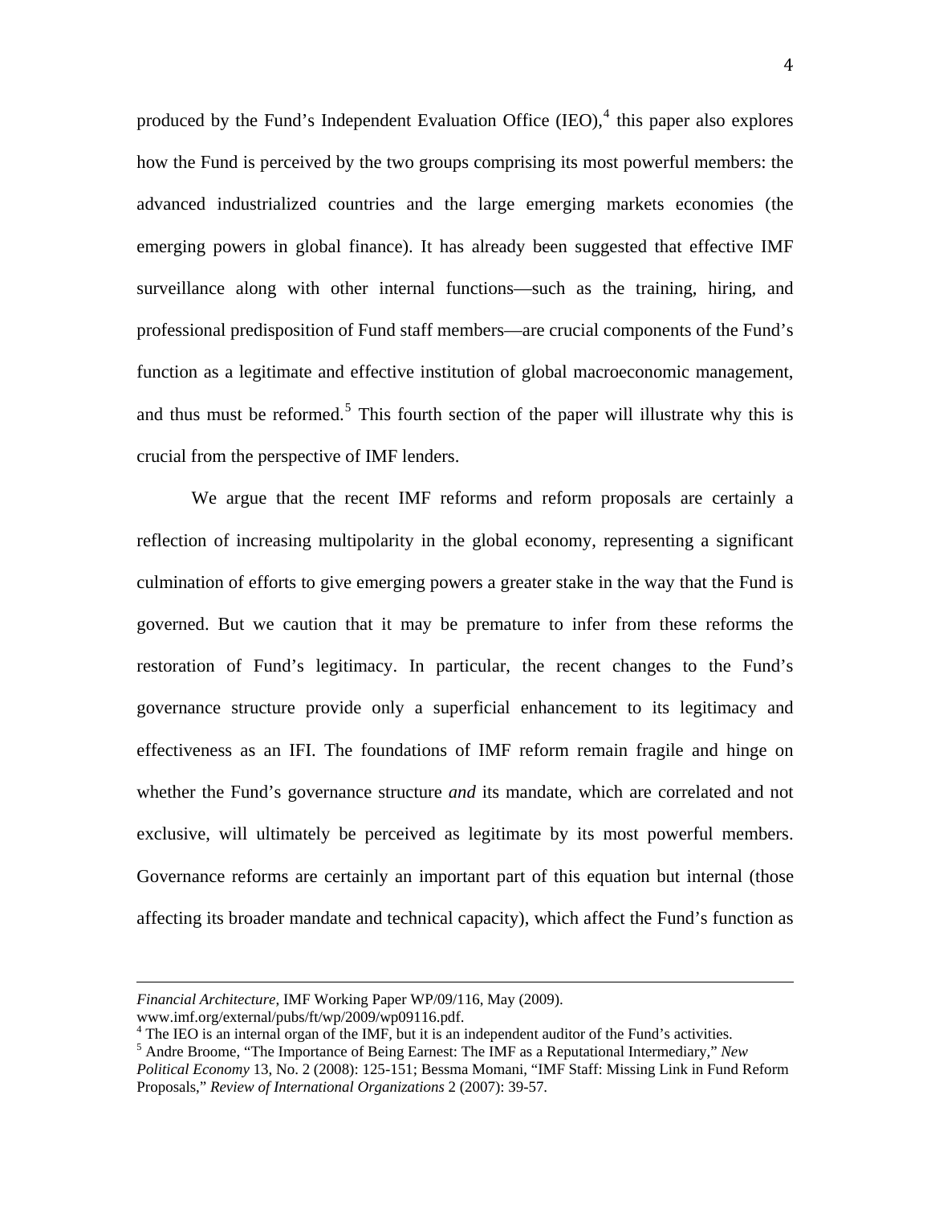produced by the Fund's Independent Evaluation Office (IEO),[4] this paper also explores how the Fund is perceived by the two groups comprising its most powerful members: the advanced industrialized countries and the large emerging markets economies (the emerging powers in global finance). It has already been suggested that effective IMF surveillance along with other internal functions—such as the training, hiring, and professional predisposition of Fund staff members—are crucial components of the Fund's function as a legitimate and effective institution of global macroeconomic management, and thus must be reformed.[5] This fourth section of the paper will illustrate why this is crucial from the perspective of IMF lenders.

We argue that the recent IMF reforms and reform proposals are certainly a reflection of increasing multipolarity in the global economy, representing a significant culmination of efforts to give emerging powers a greater stake in the way that the Fund is governed. But we caution that it may be premature to infer from these reforms the restoration of Fund's legitimacy. In particular, the recent changes to the Fund's governance structure provide only a superficial enhancement to its legitimacy and effectiveness as an IFI. The foundations of IMF reform remain fragile and hinge on whether the Fund's governance structure *and* its mandate, which are correlated and not exclusive, will ultimately be perceived as legitimate by its most powerful members. Governance reforms are certainly an important part of this equation but internal (those affecting its broader mandate and technical capacity), which affect the Fund's function as

---

*Financial Architecture*, IMF Working Paper WP/09/116, May (2009). www.imf.org/external/pubs/ft/wp/2009/wp09116.pdf.

[4] The IEO is an internal organ of the IMF, but it is an independent auditor of the Fund's activities.

[5] Andre Broome, "The Importance of Being Earnest: The IMF as a Reputational Intermediary," *New Political Economy* 13, No. 2 (2008): 125-151; Bessma Momani, "IMF Staff: Missing Link in Fund Reform Proposals," *Review of International Organizations* 2 (2007): 39-57.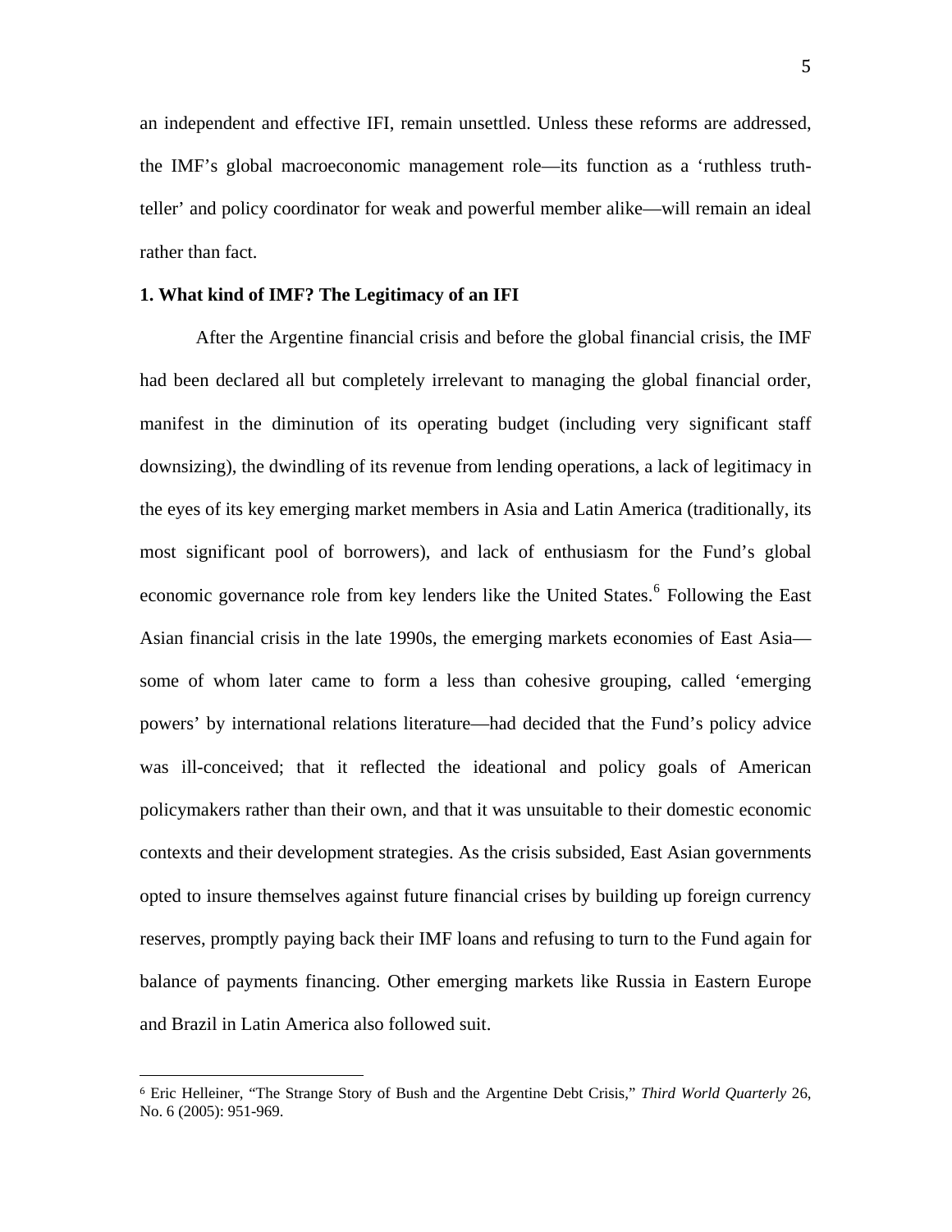an independent and effective IFI, remain unsettled. Unless these reforms are addressed, the IMF's global macroeconomic management role—its function as a 'ruthless truth-teller' and policy coordinator for weak and powerful member alike—will remain an ideal rather than fact.

**1. What kind of IMF? The Legitimacy of an IFI**

After the Argentine financial crisis and before the global financial crisis, the IMF had been declared all but completely irrelevant to managing the global financial order, manifest in the diminution of its operating budget (including very significant staff downsizing), the dwindling of its revenue from lending operations, a lack of legitimacy in the eyes of its key emerging market members in Asia and Latin America (traditionally, its most significant pool of borrowers), and lack of enthusiasm for the Fund's global economic governance role from key lenders like the United States.[6] Following the East Asian financial crisis in the late 1990s, the emerging markets economies of East Asia—some of whom later came to form a less than cohesive grouping, called 'emerging powers' by international relations literature—had decided that the Fund's policy advice was ill-conceived; that it reflected the ideational and policy goals of American policymakers rather than their own, and that it was unsuitable to their domestic economic contexts and their development strategies. As the crisis subsided, East Asian governments opted to insure themselves against future financial crises by building up foreign currency reserves, promptly paying back their IMF loans and refusing to turn to the Fund again for balance of payments financing. Other emerging markets like Russia in Eastern Europe and Brazil in Latin America also followed suit.

---

[6] Eric Helleiner, "The Strange Story of Bush and the Argentine Debt Crisis," *Third World Quarterly* 26, No. 6 (2005): 951-969.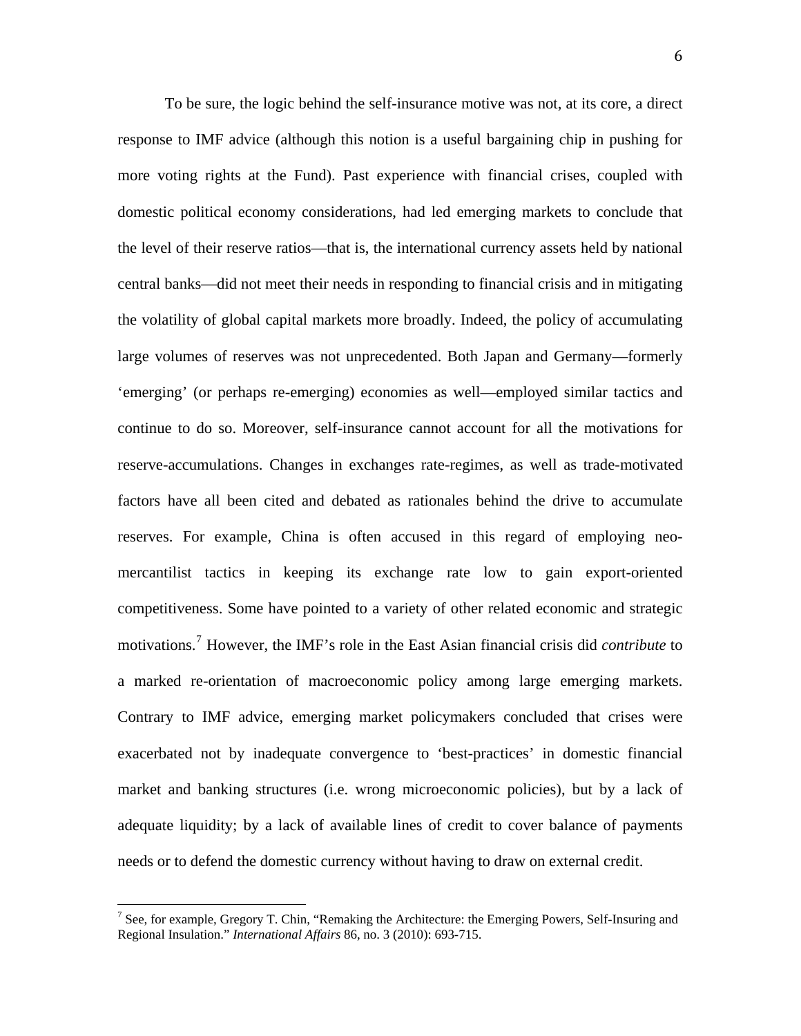To be sure, the logic behind the self-insurance motive was not, at its core, a direct response to IMF advice (although this notion is a useful bargaining chip in pushing for more voting rights at the Fund). Past experience with financial crises, coupled with domestic political economy considerations, had led emerging markets to conclude that the level of their reserve ratios—that is, the international currency assets held by national central banks—did not meet their needs in responding to financial crisis and in mitigating the volatility of global capital markets more broadly. Indeed, the policy of accumulating large volumes of reserves was not unprecedented. Both Japan and Germany—formerly 'emerging' (or perhaps re-emerging) economies as well—employed similar tactics and continue to do so. Moreover, self-insurance cannot account for all the motivations for reserve-accumulations. Changes in exchanges rate-regimes, as well as trade-motivated factors have all been cited and debated as rationales behind the drive to accumulate reserves. For example, China is often accused in this regard of employing neo-mercantilist tactics in keeping its exchange rate low to gain export-oriented competitiveness. Some have pointed to a variety of other related economic and strategic motivations.[7] However, the IMF's role in the East Asian financial crisis did *contribute* to a marked re-orientation of macroeconomic policy among large emerging markets. Contrary to IMF advice, emerging market policymakers concluded that crises were exacerbated not by inadequate convergence to 'best-practices' in domestic financial market and banking structures (i.e. wrong microeconomic policies), but by a lack of adequate liquidity; by a lack of available lines of credit to cover balance of payments needs or to defend the domestic currency without having to draw on external credit.

[7] See, for example, Gregory T. Chin, "Remaking the Architecture: the Emerging Powers, Self-Insuring and Regional Insulation." *International Affairs* 86, no. 3 (2010): 693-715.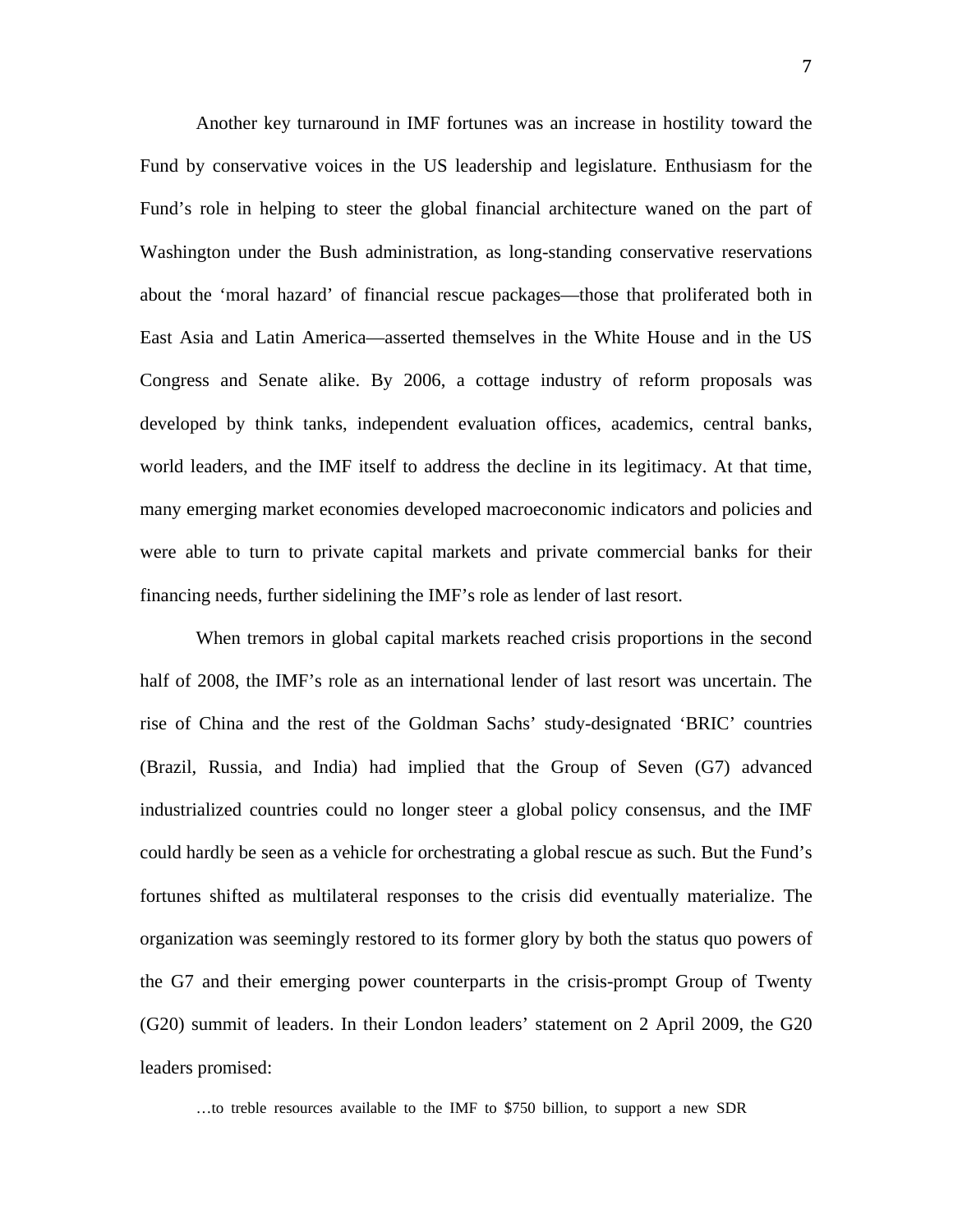Another key turnaround in IMF fortunes was an increase in hostility toward the Fund by conservative voices in the US leadership and legislature. Enthusiasm for the Fund's role in helping to steer the global financial architecture waned on the part of Washington under the Bush administration, as long-standing conservative reservations about the 'moral hazard' of financial rescue packages—those that proliferated both in East Asia and Latin America—asserted themselves in the White House and in the US Congress and Senate alike. By 2006, a cottage industry of reform proposals was developed by think tanks, independent evaluation offices, academics, central banks, world leaders, and the IMF itself to address the decline in its legitimacy. At that time, many emerging market economies developed macroeconomic indicators and policies and were able to turn to private capital markets and private commercial banks for their financing needs, further sidelining the IMF's role as lender of last resort.

When tremors in global capital markets reached crisis proportions in the second half of 2008, the IMF's role as an international lender of last resort was uncertain. The rise of China and the rest of the Goldman Sachs' study-designated 'BRIC' countries (Brazil, Russia, and India) had implied that the Group of Seven (G7) advanced industrialized countries could no longer steer a global policy consensus, and the IMF could hardly be seen as a vehicle for orchestrating a global rescue as such. But the Fund's fortunes shifted as multilateral responses to the crisis did eventually materialize. The organization was seemingly restored to its former glory by both the status quo powers of the G7 and their emerging power counterparts in the crisis-prompt Group of Twenty (G20) summit of leaders. In their London leaders' statement on 2 April 2009, the G20 leaders promised:

> …to treble resources available to the IMF to $750 billion, to support a new SDR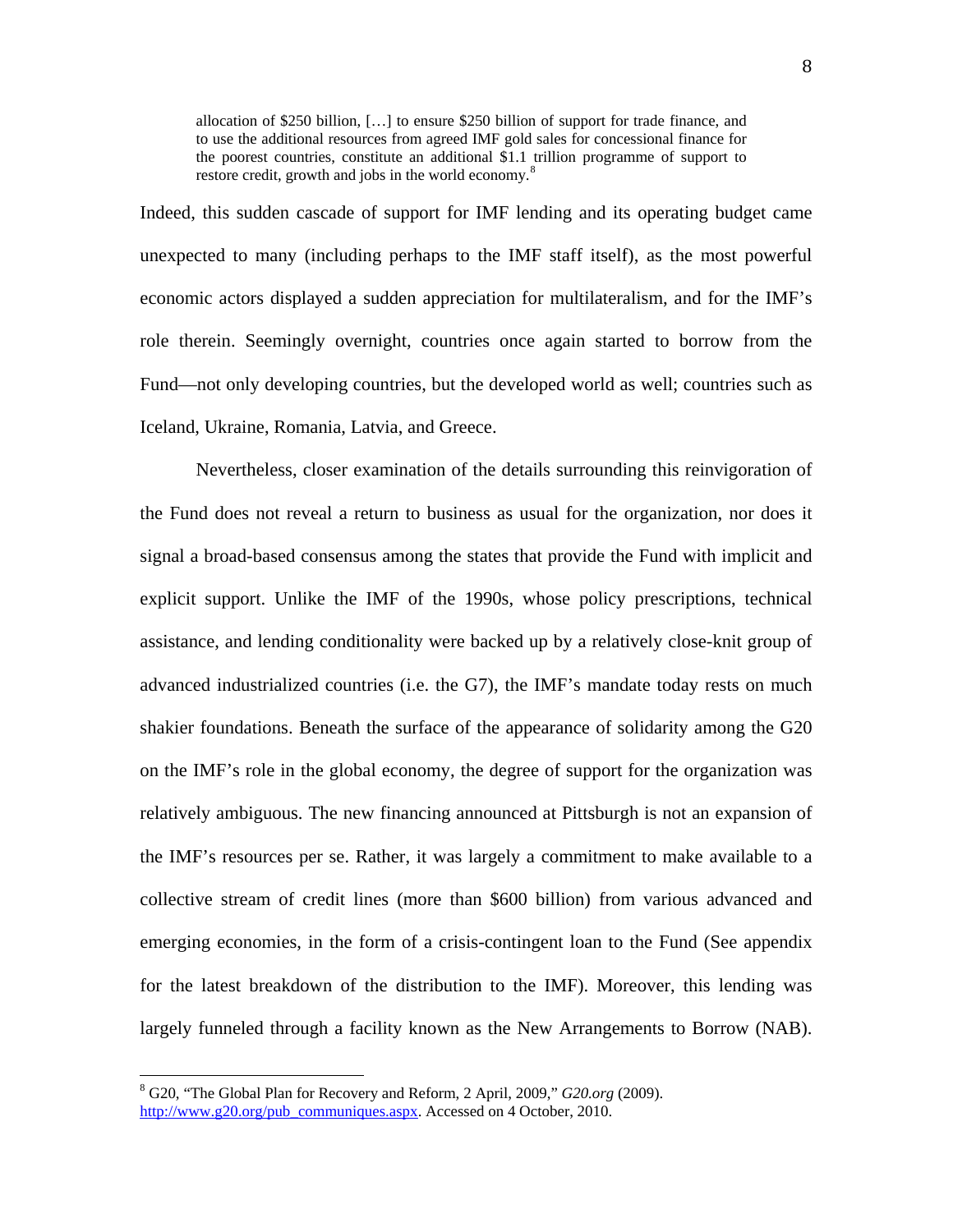> allocation of $250 billion, […] to ensure $250 billion of support for trade finance, and to use the additional resources from agreed IMF gold sales for concessional finance for the poorest countries, constitute an additional $1.1 trillion programme of support to restore credit, growth and jobs in the world economy.[8]

Indeed, this sudden cascade of support for IMF lending and its operating budget came unexpected to many (including perhaps to the IMF staff itself), as the most powerful economic actors displayed a sudden appreciation for multilateralism, and for the IMF's role therein. Seemingly overnight, countries once again started to borrow from the Fund—not only developing countries, but the developed world as well; countries such as Iceland, Ukraine, Romania, Latvia, and Greece.

Nevertheless, closer examination of the details surrounding this reinvigoration of the Fund does not reveal a return to business as usual for the organization, nor does it signal a broad-based consensus among the states that provide the Fund with implicit and explicit support. Unlike the IMF of the 1990s, whose policy prescriptions, technical assistance, and lending conditionality were backed up by a relatively close-knit group of advanced industrialized countries (i.e. the G7), the IMF's mandate today rests on much shakier foundations. Beneath the surface of the appearance of solidarity among the G20 on the IMF's role in the global economy, the degree of support for the organization was relatively ambiguous. The new financing announced at Pittsburgh is not an expansion of the IMF's resources per se. Rather, it was largely a commitment to make available to a collective stream of credit lines (more than $600 billion) from various advanced and emerging economies, in the form of a crisis-contingent loan to the Fund (See appendix for the latest breakdown of the distribution to the IMF). Moreover, this lending was largely funneled through a facility known as the New Arrangements to Borrow (NAB).

---

[8] G20, "The Global Plan for Recovery and Reform, 2 April, 2009," *G20.org* (2009). http://www.g20.org/pub_communiques.aspx. Accessed on 4 October, 2010.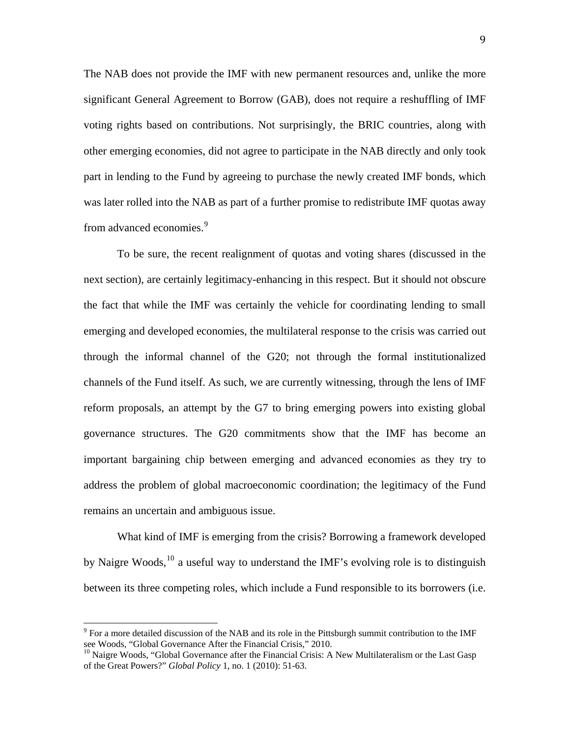The NAB does not provide the IMF with new permanent resources and, unlike the more significant General Agreement to Borrow (GAB), does not require a reshuffling of IMF voting rights based on contributions. Not surprisingly, the BRIC countries, along with other emerging economies, did not agree to participate in the NAB directly and only took part in lending to the Fund by agreeing to purchase the newly created IMF bonds, which was later rolled into the NAB as part of a further promise to redistribute IMF quotas away from advanced economies.[9]

To be sure, the recent realignment of quotas and voting shares (discussed in the next section), are certainly legitimacy-enhancing in this respect. But it should not obscure the fact that while the IMF was certainly the vehicle for coordinating lending to small emerging and developed economies, the multilateral response to the crisis was carried out through the informal channel of the G20; not through the formal institutionalized channels of the Fund itself. As such, we are currently witnessing, through the lens of IMF reform proposals, an attempt by the G7 to bring emerging powers into existing global governance structures. The G20 commitments show that the IMF has become an important bargaining chip between emerging and advanced economies as they try to address the problem of global macroeconomic coordination; the legitimacy of the Fund remains an uncertain and ambiguous issue.

What kind of IMF is emerging from the crisis? Borrowing a framework developed by Naigre Woods,[10] a useful way to understand the IMF's evolving role is to distinguish between its three competing roles, which include a Fund responsible to its borrowers (i.e.

---

[9] For a more detailed discussion of the NAB and its role in the Pittsburgh summit contribution to the IMF see Woods, "Global Governance After the Financial Crisis," 2010.

[10] Naigre Woods, "Global Governance after the Financial Crisis: A New Multilateralism or the Last Gasp of the Great Powers?" *Global Policy* 1, no. 1 (2010): 51-63.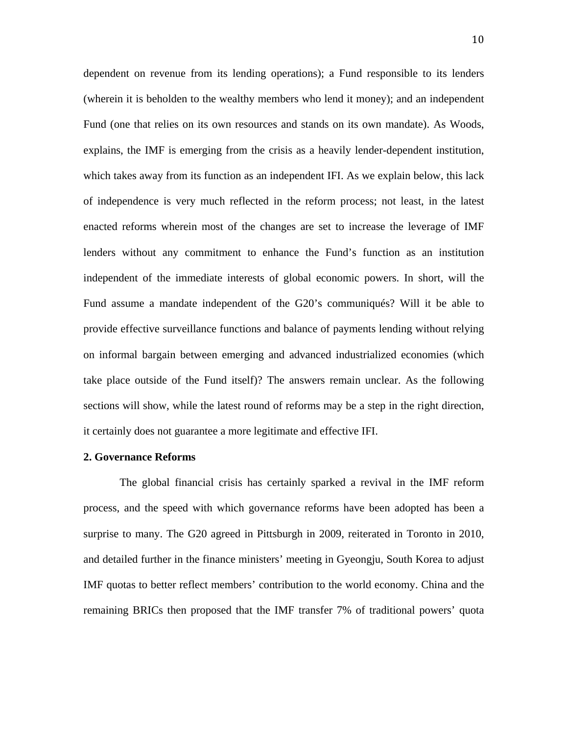dependent on revenue from its lending operations); a Fund responsible to its lenders (wherein it is beholden to the wealthy members who lend it money); and an independent Fund (one that relies on its own resources and stands on its own mandate). As Woods, explains, the IMF is emerging from the crisis as a heavily lender-dependent institution, which takes away from its function as an independent IFI. As we explain below, this lack of independence is very much reflected in the reform process; not least, in the latest enacted reforms wherein most of the changes are set to increase the leverage of IMF lenders without any commitment to enhance the Fund's function as an institution independent of the immediate interests of global economic powers. In short, will the Fund assume a mandate independent of the G20's communiqués? Will it be able to provide effective surveillance functions and balance of payments lending without relying on informal bargain between emerging and advanced industrialized economies (which take place outside of the Fund itself)? The answers remain unclear. As the following sections will show, while the latest round of reforms may be a step in the right direction, it certainly does not guarantee a more legitimate and effective IFI.

## 2. Governance Reforms

The global financial crisis has certainly sparked a revival in the IMF reform process, and the speed with which governance reforms have been adopted has been a surprise to many. The G20 agreed in Pittsburgh in 2009, reiterated in Toronto in 2010, and detailed further in the finance ministers' meeting in Gyeongju, South Korea to adjust IMF quotas to better reflect members' contribution to the world economy. China and the remaining BRICs then proposed that the IMF transfer 7% of traditional powers' quota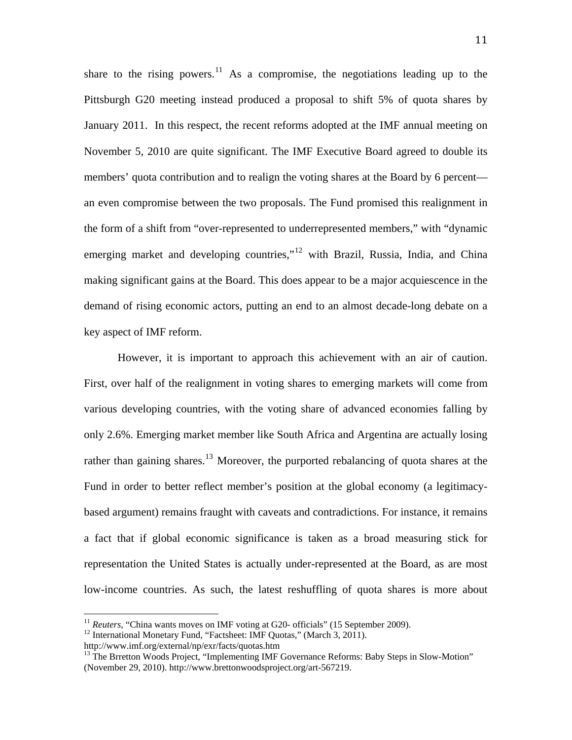share to the rising powers.[11] As a compromise, the negotiations leading up to the Pittsburgh G20 meeting instead produced a proposal to shift 5% of quota shares by January 2011. In this respect, the recent reforms adopted at the IMF annual meeting on November 5, 2010 are quite significant. The IMF Executive Board agreed to double its members' quota contribution and to realign the voting shares at the Board by 6 percent—an even compromise between the two proposals. The Fund promised this realignment in the form of a shift from "over-represented to underrepresented members," with "dynamic emerging market and developing countries,"[12] with Brazil, Russia, India, and China making significant gains at the Board. This does appear to be a major acquiescence in the demand of rising economic actors, putting an end to an almost decade-long debate on a key aspect of IMF reform.

However, it is important to approach this achievement with an air of caution. First, over half of the realignment in voting shares to emerging markets will come from various developing countries, with the voting share of advanced economies falling by only 2.6%. Emerging market member like South Africa and Argentina are actually losing rather than gaining shares.[13] Moreover, the purported rebalancing of quota shares at the Fund in order to better reflect member's position at the global economy (a legitimacy-based argument) remains fraught with caveats and contradictions. For instance, it remains a fact that if global economic significance is taken as a broad measuring stick for representation the United States is actually under-represented at the Board, as are most low-income countries. As such, the latest reshuffling of quota shares is more about

---

[11] *Reuters*, "China wants moves on IMF voting at G20- officials" (15 September 2009).

[12] International Monetary Fund, "Factsheet: IMF Quotas," (March 3, 2011). http://www.imf.org/external/np/exr/facts/quotas.htm

[13] The Brretton Woods Project, "Implementing IMF Governance Reforms: Baby Steps in Slow-Motion" (November 29, 2010). http://www.brettonwoodsproject.org/art-567219.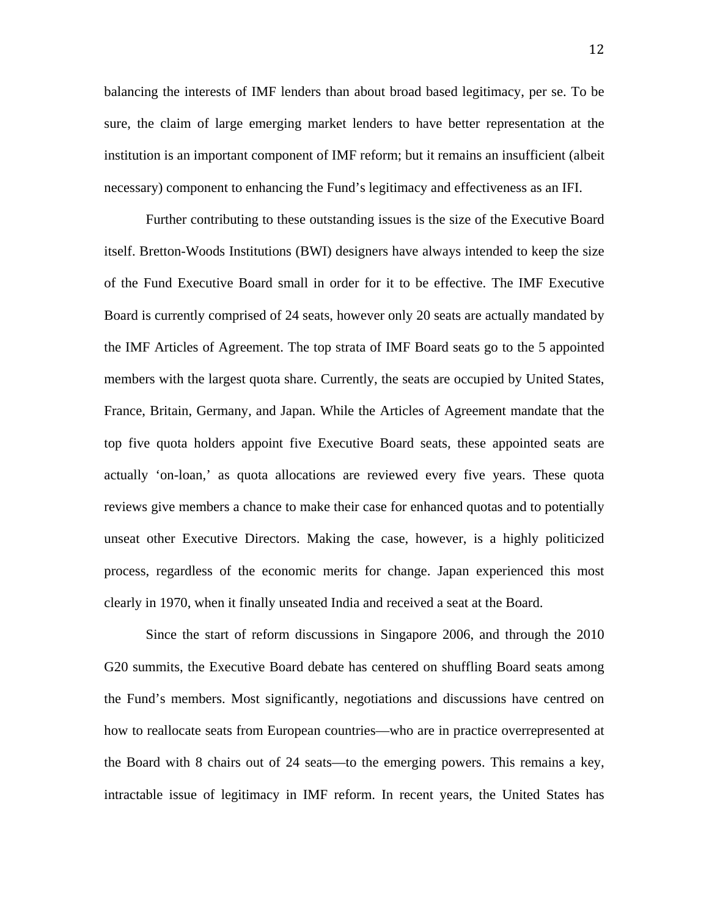balancing the interests of IMF lenders than about broad based legitimacy, per se. To be sure, the claim of large emerging market lenders to have better representation at the institution is an important component of IMF reform; but it remains an insufficient (albeit necessary) component to enhancing the Fund's legitimacy and effectiveness as an IFI.

Further contributing to these outstanding issues is the size of the Executive Board itself. Bretton-Woods Institutions (BWI) designers have always intended to keep the size of the Fund Executive Board small in order for it to be effective. The IMF Executive Board is currently comprised of 24 seats, however only 20 seats are actually mandated by the IMF Articles of Agreement. The top strata of IMF Board seats go to the 5 appointed members with the largest quota share. Currently, the seats are occupied by United States, France, Britain, Germany, and Japan. While the Articles of Agreement mandate that the top five quota holders appoint five Executive Board seats, these appointed seats are actually 'on-loan,' as quota allocations are reviewed every five years. These quota reviews give members a chance to make their case for enhanced quotas and to potentially unseat other Executive Directors. Making the case, however, is a highly politicized process, regardless of the economic merits for change. Japan experienced this most clearly in 1970, when it finally unseated India and received a seat at the Board.

Since the start of reform discussions in Singapore 2006, and through the 2010 G20 summits, the Executive Board debate has centered on shuffling Board seats among the Fund's members. Most significantly, negotiations and discussions have centred on how to reallocate seats from European countries—who are in practice overrepresented at the Board with 8 chairs out of 24 seats—to the emerging powers. This remains a key, intractable issue of legitimacy in IMF reform. In recent years, the United States has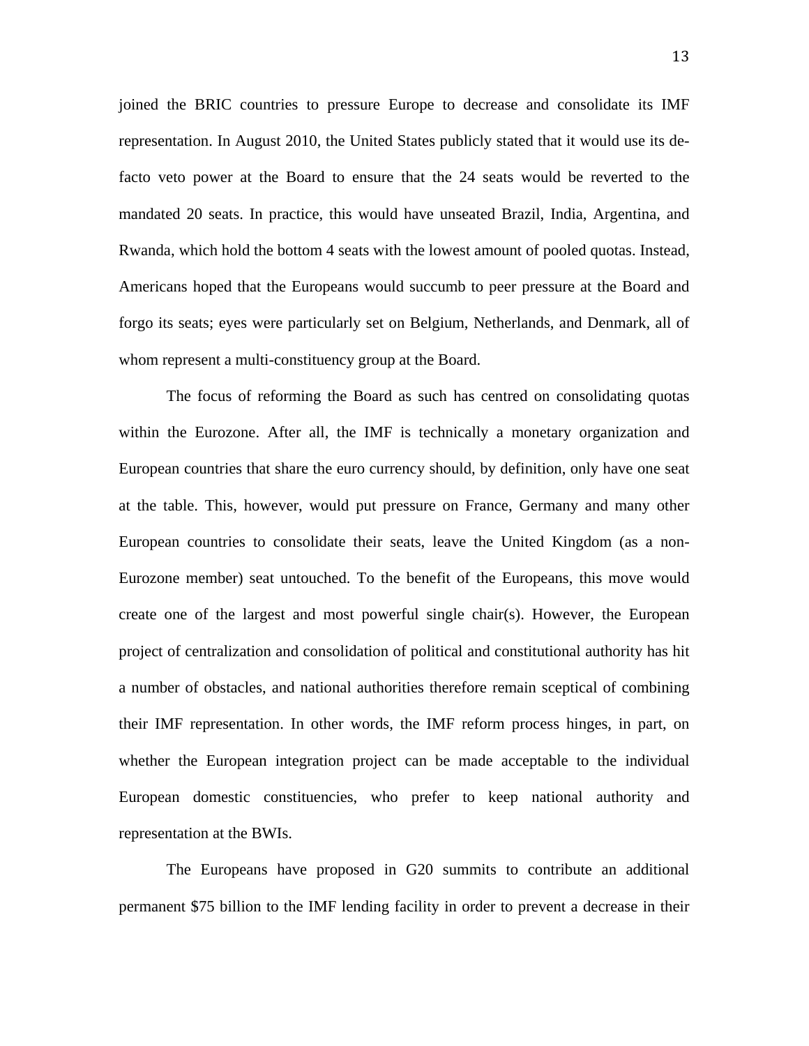joined the BRIC countries to pressure Europe to decrease and consolidate its IMF representation. In August 2010, the United States publicly stated that it would use its de-facto veto power at the Board to ensure that the 24 seats would be reverted to the mandated 20 seats. In practice, this would have unseated Brazil, India, Argentina, and Rwanda, which hold the bottom 4 seats with the lowest amount of pooled quotas. Instead, Americans hoped that the Europeans would succumb to peer pressure at the Board and forgo its seats; eyes were particularly set on Belgium, Netherlands, and Denmark, all of whom represent a multi-constituency group at the Board.

The focus of reforming the Board as such has centred on consolidating quotas within the Eurozone. After all, the IMF is technically a monetary organization and European countries that share the euro currency should, by definition, only have one seat at the table. This, however, would put pressure on France, Germany and many other European countries to consolidate their seats, leave the United Kingdom (as a non-Eurozone member) seat untouched. To the benefit of the Europeans, this move would create one of the largest and most powerful single chair(s). However, the European project of centralization and consolidation of political and constitutional authority has hit a number of obstacles, and national authorities therefore remain sceptical of combining their IMF representation. In other words, the IMF reform process hinges, in part, on whether the European integration project can be made acceptable to the individual European domestic constituencies, who prefer to keep national authority and representation at the BWIs.

The Europeans have proposed in G20 summits to contribute an additional permanent $75 billion to the IMF lending facility in order to prevent a decrease in their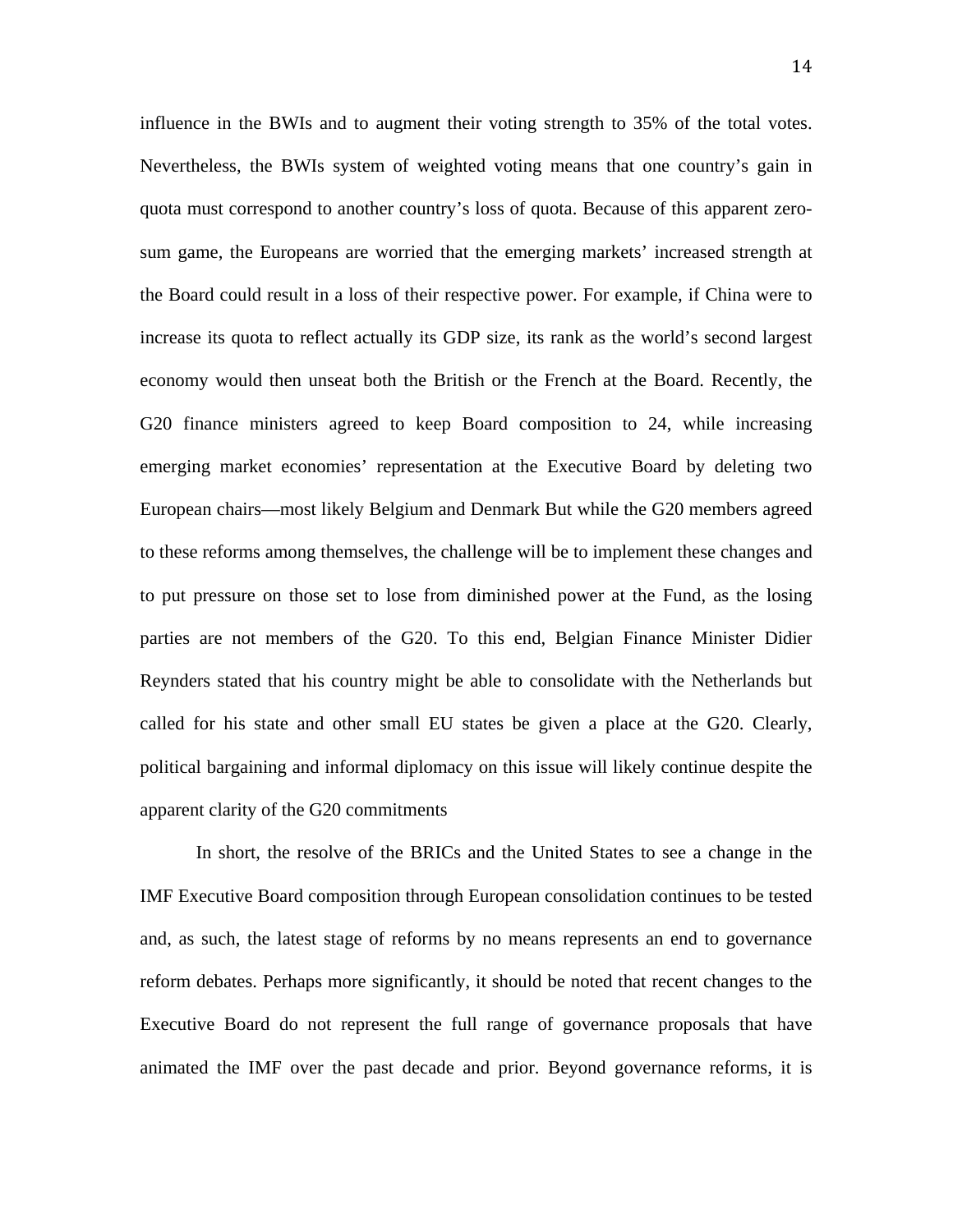influence in the BWIs and to augment their voting strength to 35% of the total votes. Nevertheless, the BWIs system of weighted voting means that one country's gain in quota must correspond to another country's loss of quota. Because of this apparent zero-sum game, the Europeans are worried that the emerging markets' increased strength at the Board could result in a loss of their respective power. For example, if China were to increase its quota to reflect actually its GDP size, its rank as the world's second largest economy would then unseat both the British or the French at the Board. Recently, the G20 finance ministers agreed to keep Board composition to 24, while increasing emerging market economies' representation at the Executive Board by deleting two European chairs—most likely Belgium and Denmark But while the G20 members agreed to these reforms among themselves, the challenge will be to implement these changes and to put pressure on those set to lose from diminished power at the Fund, as the losing parties are not members of the G20. To this end, Belgian Finance Minister Didier Reynders stated that his country might be able to consolidate with the Netherlands but called for his state and other small EU states be given a place at the G20. Clearly, political bargaining and informal diplomacy on this issue will likely continue despite the apparent clarity of the G20 commitments

In short, the resolve of the BRICs and the United States to see a change in the IMF Executive Board composition through European consolidation continues to be tested and, as such, the latest stage of reforms by no means represents an end to governance reform debates. Perhaps more significantly, it should be noted that recent changes to the Executive Board do not represent the full range of governance proposals that have animated the IMF over the past decade and prior. Beyond governance reforms, it is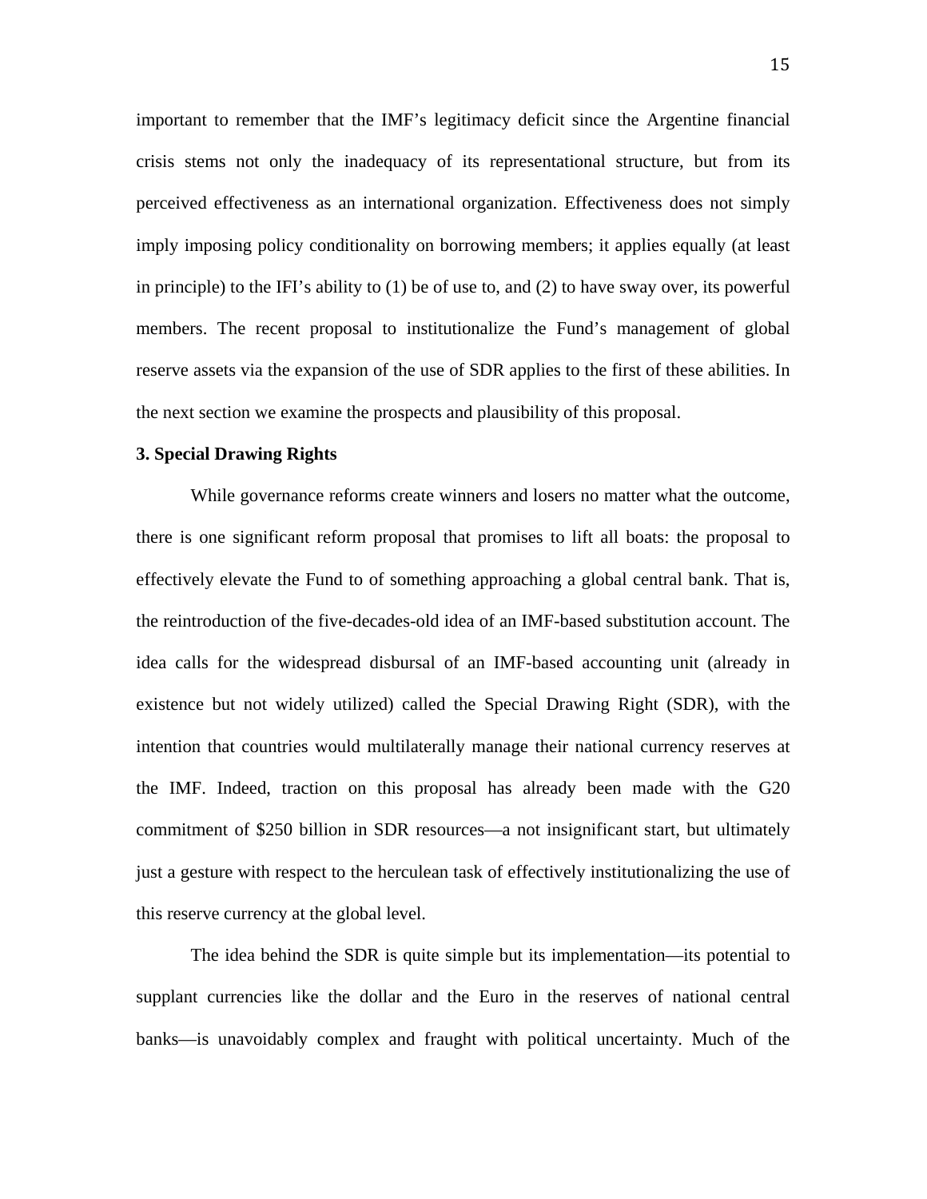important to remember that the IMF's legitimacy deficit since the Argentine financial crisis stems not only the inadequacy of its representational structure, but from its perceived effectiveness as an international organization. Effectiveness does not simply imply imposing policy conditionality on borrowing members; it applies equally (at least in principle) to the IFI's ability to (1) be of use to, and (2) to have sway over, its powerful members. The recent proposal to institutionalize the Fund's management of global reserve assets via the expansion of the use of SDR applies to the first of these abilities. In the next section we examine the prospects and plausibility of this proposal.

## 3. Special Drawing Rights

While governance reforms create winners and losers no matter what the outcome, there is one significant reform proposal that promises to lift all boats: the proposal to effectively elevate the Fund to of something approaching a global central bank. That is, the reintroduction of the five-decades-old idea of an IMF-based substitution account. The idea calls for the widespread disbursal of an IMF-based accounting unit (already in existence but not widely utilized) called the Special Drawing Right (SDR), with the intention that countries would multilaterally manage their national currency reserves at the IMF. Indeed, traction on this proposal has already been made with the G20 commitment of $250 billion in SDR resources—a not insignificant start, but ultimately just a gesture with respect to the herculean task of effectively institutionalizing the use of this reserve currency at the global level.

The idea behind the SDR is quite simple but its implementation—its potential to supplant currencies like the dollar and the Euro in the reserves of national central banks—is unavoidably complex and fraught with political uncertainty. Much of the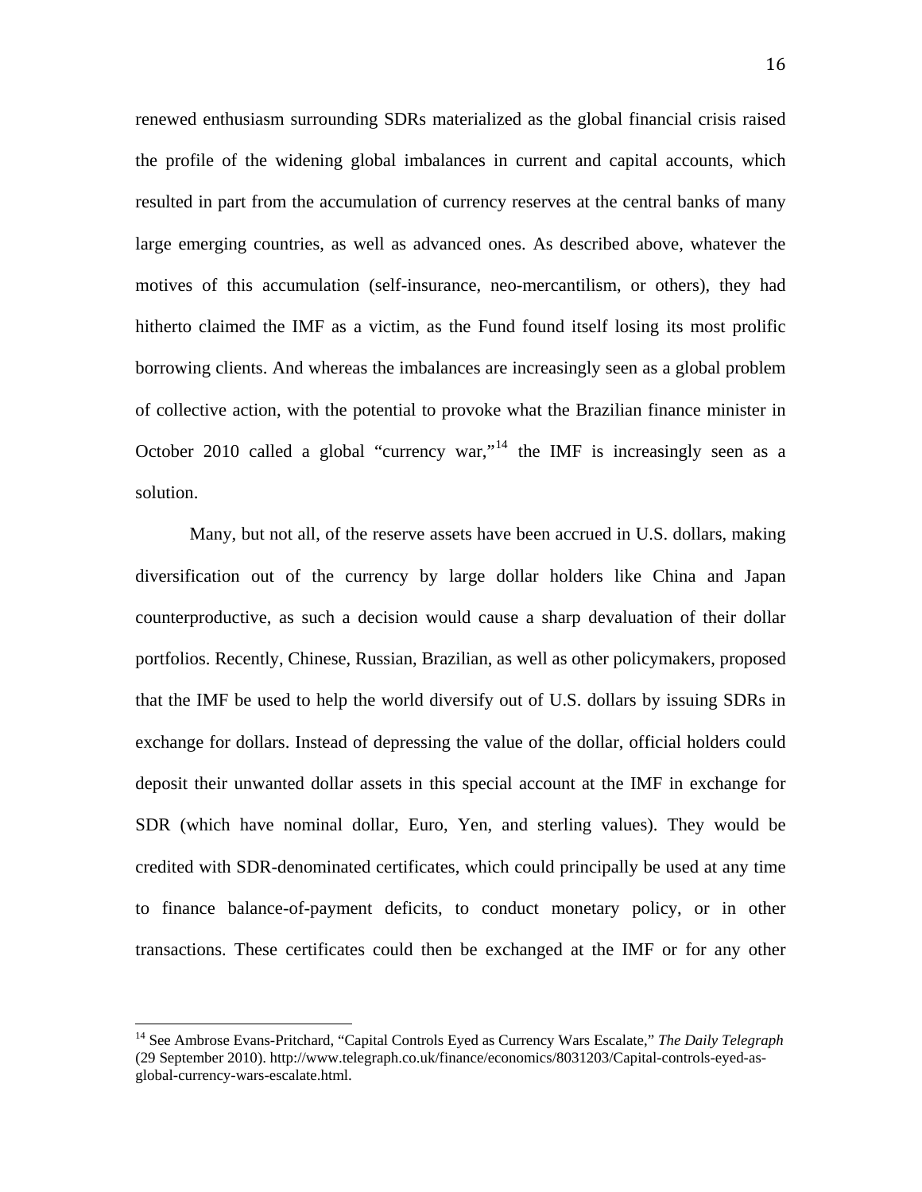renewed enthusiasm surrounding SDRs materialized as the global financial crisis raised the profile of the widening global imbalances in current and capital accounts, which resulted in part from the accumulation of currency reserves at the central banks of many large emerging countries, as well as advanced ones. As described above, whatever the motives of this accumulation (self-insurance, neo-mercantilism, or others), they had hitherto claimed the IMF as a victim, as the Fund found itself losing its most prolific borrowing clients. And whereas the imbalances are increasingly seen as a global problem of collective action, with the potential to provoke what the Brazilian finance minister in October 2010 called a global "currency war,"[14] the IMF is increasingly seen as a solution.

Many, but not all, of the reserve assets have been accrued in U.S. dollars, making diversification out of the currency by large dollar holders like China and Japan counterproductive, as such a decision would cause a sharp devaluation of their dollar portfolios. Recently, Chinese, Russian, Brazilian, as well as other policymakers, proposed that the IMF be used to help the world diversify out of U.S. dollars by issuing SDRs in exchange for dollars. Instead of depressing the value of the dollar, official holders could deposit their unwanted dollar assets in this special account at the IMF in exchange for SDR (which have nominal dollar, Euro, Yen, and sterling values). They would be credited with SDR-denominated certificates, which could principally be used at any time to finance balance-of-payment deficits, to conduct monetary policy, or in other transactions. These certificates could then be exchanged at the IMF or for any other

---

[14] See Ambrose Evans-Pritchard, "Capital Controls Eyed as Currency Wars Escalate," *The Daily Telegraph* (29 September 2010). http://www.telegraph.co.uk/finance/economics/8031203/Capital-controls-eyed-as-global-currency-wars-escalate.html.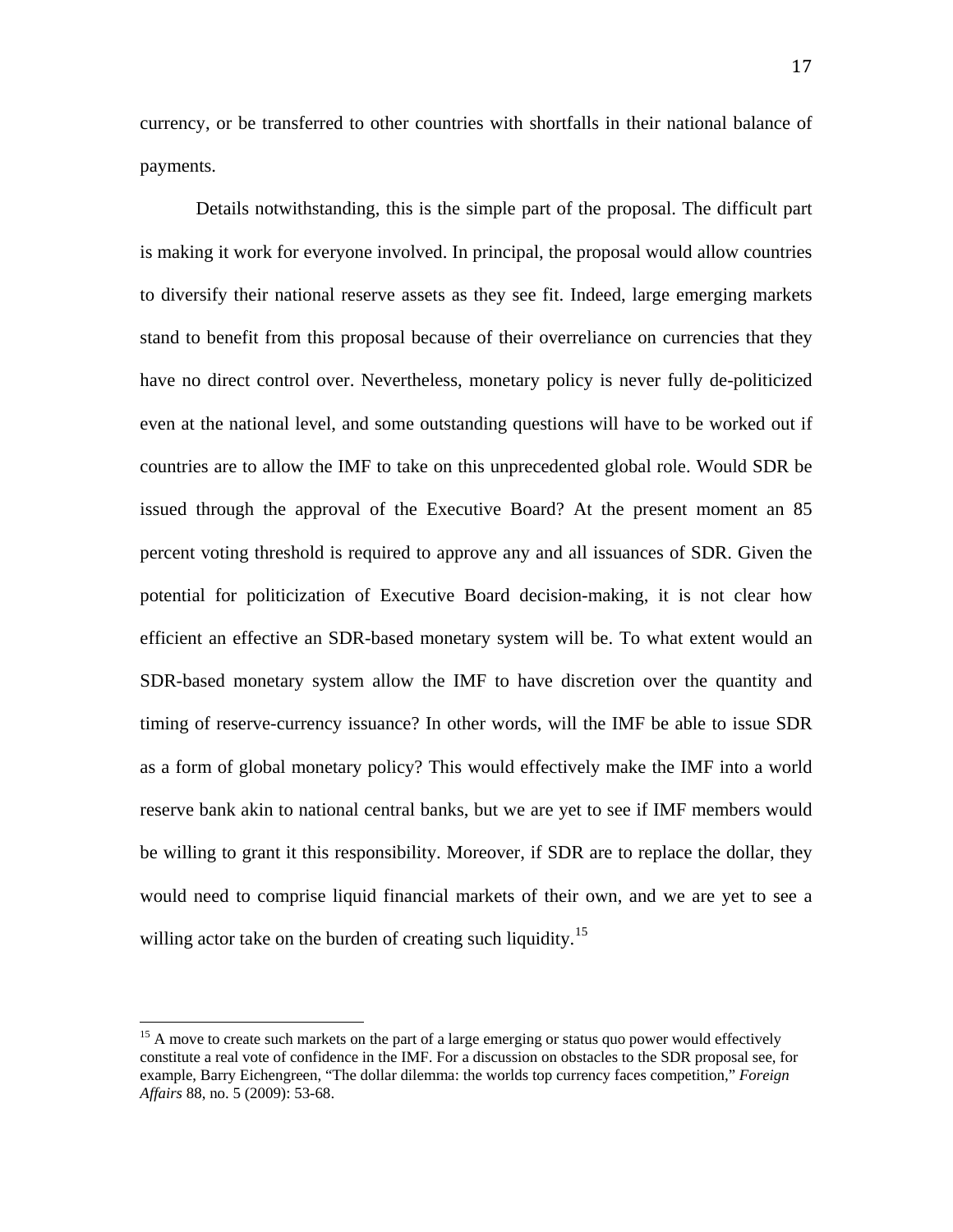currency, or be transferred to other countries with shortfalls in their national balance of payments.

Details notwithstanding, this is the simple part of the proposal. The difficult part is making it work for everyone involved. In principal, the proposal would allow countries to diversify their national reserve assets as they see fit. Indeed, large emerging markets stand to benefit from this proposal because of their overreliance on currencies that they have no direct control over. Nevertheless, monetary policy is never fully de-politicized even at the national level, and some outstanding questions will have to be worked out if countries are to allow the IMF to take on this unprecedented global role. Would SDR be issued through the approval of the Executive Board? At the present moment an 85 percent voting threshold is required to approve any and all issuances of SDR. Given the potential for politicization of Executive Board decision-making, it is not clear how efficient an effective an SDR-based monetary system will be. To what extent would an SDR-based monetary system allow the IMF to have discretion over the quantity and timing of reserve-currency issuance? In other words, will the IMF be able to issue SDR as a form of global monetary policy? This would effectively make the IMF into a world reserve bank akin to national central banks, but we are yet to see if IMF members would be willing to grant it this responsibility. Moreover, if SDR are to replace the dollar, they would need to comprise liquid financial markets of their own, and we are yet to see a willing actor take on the burden of creating such liquidity.[15]

---

[15] A move to create such markets on the part of a large emerging or status quo power would effectively constitute a real vote of confidence in the IMF. For a discussion on obstacles to the SDR proposal see, for example, Barry Eichengreen, "The dollar dilemma: the worlds top currency faces competition," *Foreign Affairs* 88, no. 5 (2009): 53-68.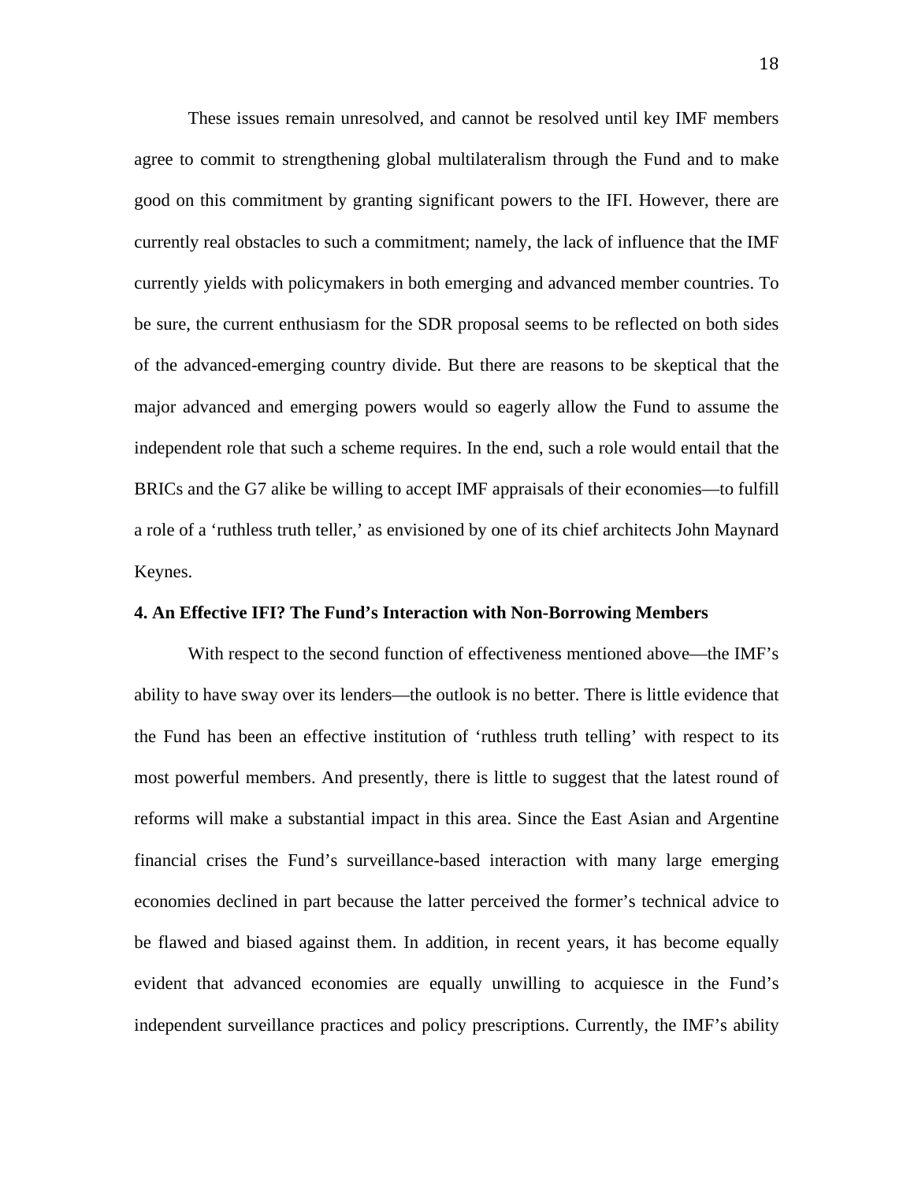These issues remain unresolved, and cannot be resolved until key IMF members agree to commit to strengthening global multilateralism through the Fund and to make good on this commitment by granting significant powers to the IFI. However, there are currently real obstacles to such a commitment; namely, the lack of influence that the IMF currently yields with policymakers in both emerging and advanced member countries. To be sure, the current enthusiasm for the SDR proposal seems to be reflected on both sides of the advanced-emerging country divide. But there are reasons to be skeptical that the major advanced and emerging powers would so eagerly allow the Fund to assume the independent role that such a scheme requires. In the end, such a role would entail that the BRICs and the G7 alike be willing to accept IMF appraisals of their economies—to fulfill a role of a 'ruthless truth teller,' as envisioned by one of its chief architects John Maynard Keynes.

**4. An Effective IFI? The Fund's Interaction with Non-Borrowing Members**

With respect to the second function of effectiveness mentioned above—the IMF's ability to have sway over its lenders—the outlook is no better. There is little evidence that the Fund has been an effective institution of 'ruthless truth telling' with respect to its most powerful members. And presently, there is little to suggest that the latest round of reforms will make a substantial impact in this area. Since the East Asian and Argentine financial crises the Fund's surveillance-based interaction with many large emerging economies declined in part because the latter perceived the former's technical advice to be flawed and biased against them. In addition, in recent years, it has become equally evident that advanced economies are equally unwilling to acquiesce in the Fund's independent surveillance practices and policy prescriptions. Currently, the IMF's ability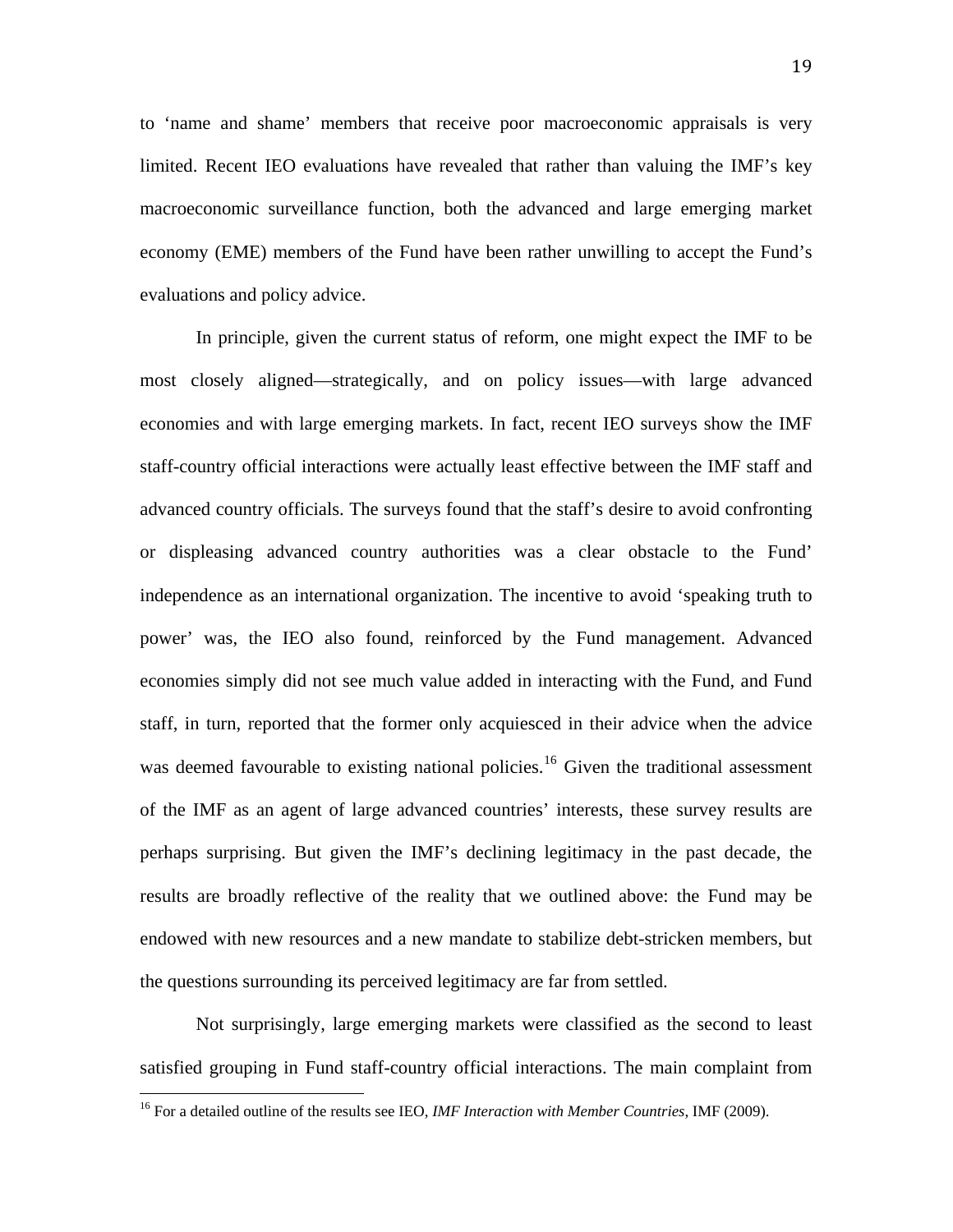to 'name and shame' members that receive poor macroeconomic appraisals is very limited. Recent IEO evaluations have revealed that rather than valuing the IMF's key macroeconomic surveillance function, both the advanced and large emerging market economy (EME) members of the Fund have been rather unwilling to accept the Fund's evaluations and policy advice.

In principle, given the current status of reform, one might expect the IMF to be most closely aligned—strategically, and on policy issues—with large advanced economies and with large emerging markets. In fact, recent IEO surveys show the IMF staff-country official interactions were actually least effective between the IMF staff and advanced country officials. The surveys found that the staff's desire to avoid confronting or displeasing advanced country authorities was a clear obstacle to the Fund' independence as an international organization. The incentive to avoid 'speaking truth to power' was, the IEO also found, reinforced by the Fund management. Advanced economies simply did not see much value added in interacting with the Fund, and Fund staff, in turn, reported that the former only acquiesced in their advice when the advice was deemed favourable to existing national policies.[16] Given the traditional assessment of the IMF as an agent of large advanced countries' interests, these survey results are perhaps surprising. But given the IMF's declining legitimacy in the past decade, the results are broadly reflective of the reality that we outlined above: the Fund may be endowed with new resources and a new mandate to stabilize debt-stricken members, but the questions surrounding its perceived legitimacy are far from settled.

Not surprisingly, large emerging markets were classified as the second to least satisfied grouping in Fund staff-country official interactions. The main complaint from

[16] For a detailed outline of the results see IEO, *IMF Interaction with Member Countries*, IMF (2009).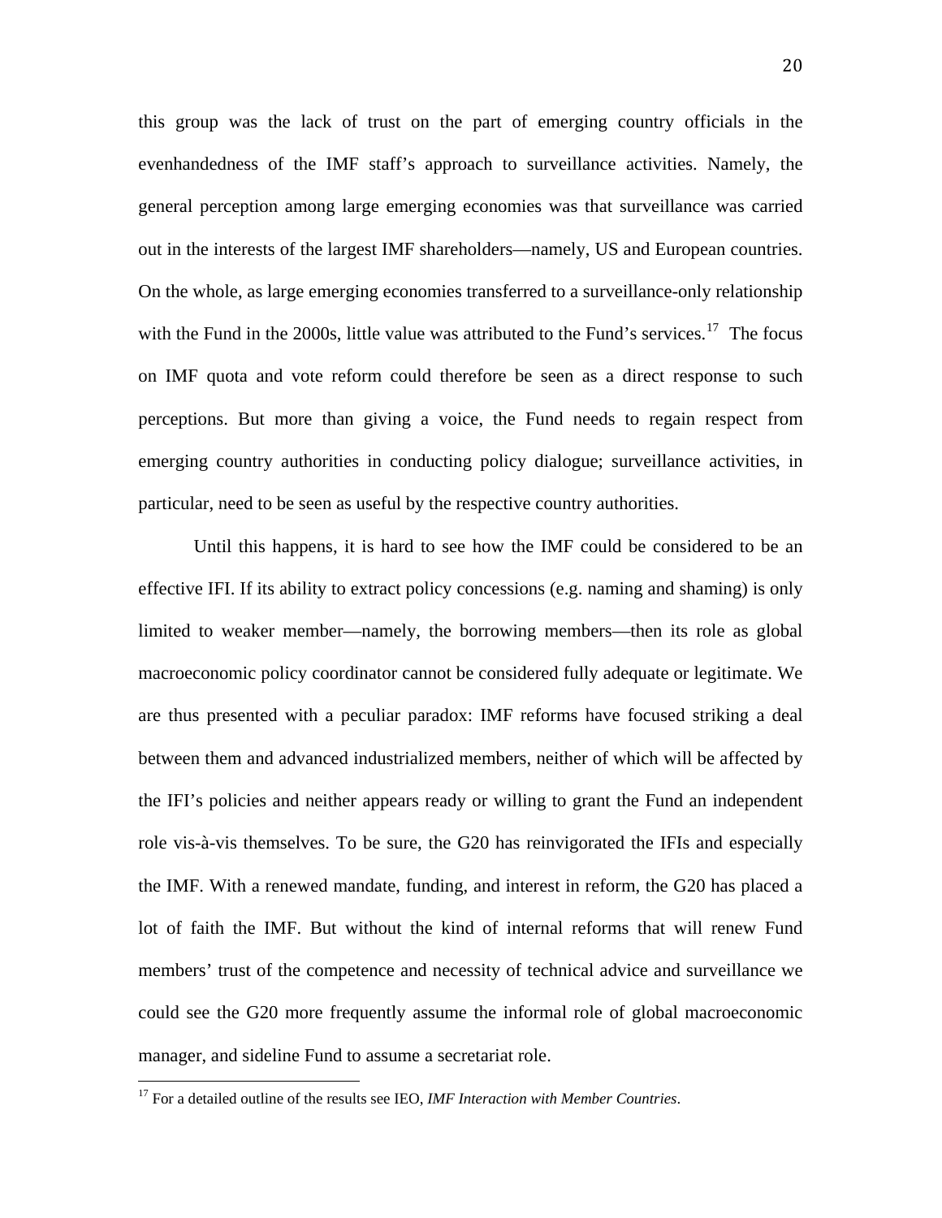this group was the lack of trust on the part of emerging country officials in the evenhandedness of the IMF staff's approach to surveillance activities. Namely, the general perception among large emerging economies was that surveillance was carried out in the interests of the largest IMF shareholders—namely, US and European countries. On the whole, as large emerging economies transferred to a surveillance-only relationship with the Fund in the 2000s, little value was attributed to the Fund's services.[17] The focus on IMF quota and vote reform could therefore be seen as a direct response to such perceptions. But more than giving a voice, the Fund needs to regain respect from emerging country authorities in conducting policy dialogue; surveillance activities, in particular, need to be seen as useful by the respective country authorities.

Until this happens, it is hard to see how the IMF could be considered to be an effective IFI. If its ability to extract policy concessions (e.g. naming and shaming) is only limited to weaker member—namely, the borrowing members—then its role as global macroeconomic policy coordinator cannot be considered fully adequate or legitimate. We are thus presented with a peculiar paradox: IMF reforms have focused striking a deal between them and advanced industrialized members, neither of which will be affected by the IFI's policies and neither appears ready or willing to grant the Fund an independent role vis-à-vis themselves. To be sure, the G20 has reinvigorated the IFIs and especially the IMF. With a renewed mandate, funding, and interest in reform, the G20 has placed a lot of faith the IMF. But without the kind of internal reforms that will renew Fund members' trust of the competence and necessity of technical advice and surveillance we could see the G20 more frequently assume the informal role of global macroeconomic manager, and sideline Fund to assume a secretariat role.

[17] For a detailed outline of the results see IEO, *IMF Interaction with Member Countries*.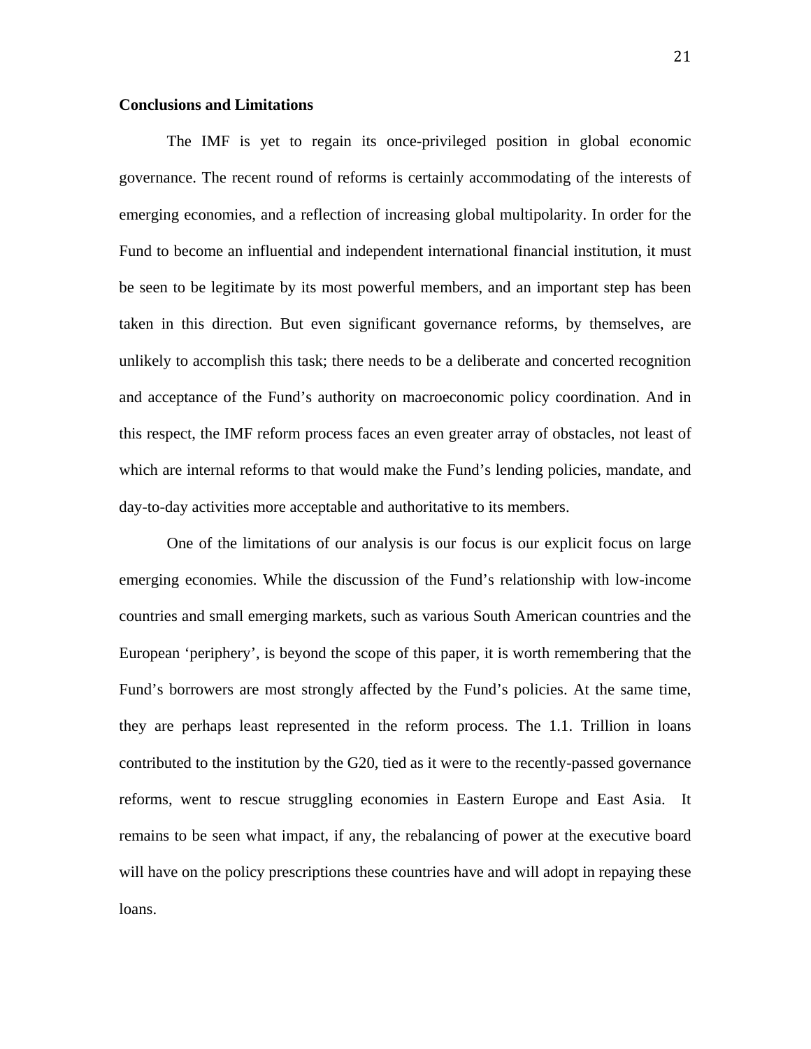**Conclusions and Limitations**

The IMF is yet to regain its once-privileged position in global economic governance. The recent round of reforms is certainly accommodating of the interests of emerging economies, and a reflection of increasing global multipolarity. In order for the Fund to become an influential and independent international financial institution, it must be seen to be legitimate by its most powerful members, and an important step has been taken in this direction. But even significant governance reforms, by themselves, are unlikely to accomplish this task; there needs to be a deliberate and concerted recognition and acceptance of the Fund's authority on macroeconomic policy coordination. And in this respect, the IMF reform process faces an even greater array of obstacles, not least of which are internal reforms to that would make the Fund's lending policies, mandate, and day-to-day activities more acceptable and authoritative to its members.

One of the limitations of our analysis is our focus is our explicit focus on large emerging economies. While the discussion of the Fund's relationship with low-income countries and small emerging markets, such as various South American countries and the European 'periphery', is beyond the scope of this paper, it is worth remembering that the Fund's borrowers are most strongly affected by the Fund's policies. At the same time, they are perhaps least represented in the reform process. The 1.1. Trillion in loans contributed to the institution by the G20, tied as it were to the recently-passed governance reforms, went to rescue struggling economies in Eastern Europe and East Asia. It remains to be seen what impact, if any, the rebalancing of power at the executive board will have on the policy prescriptions these countries have and will adopt in repaying these loans.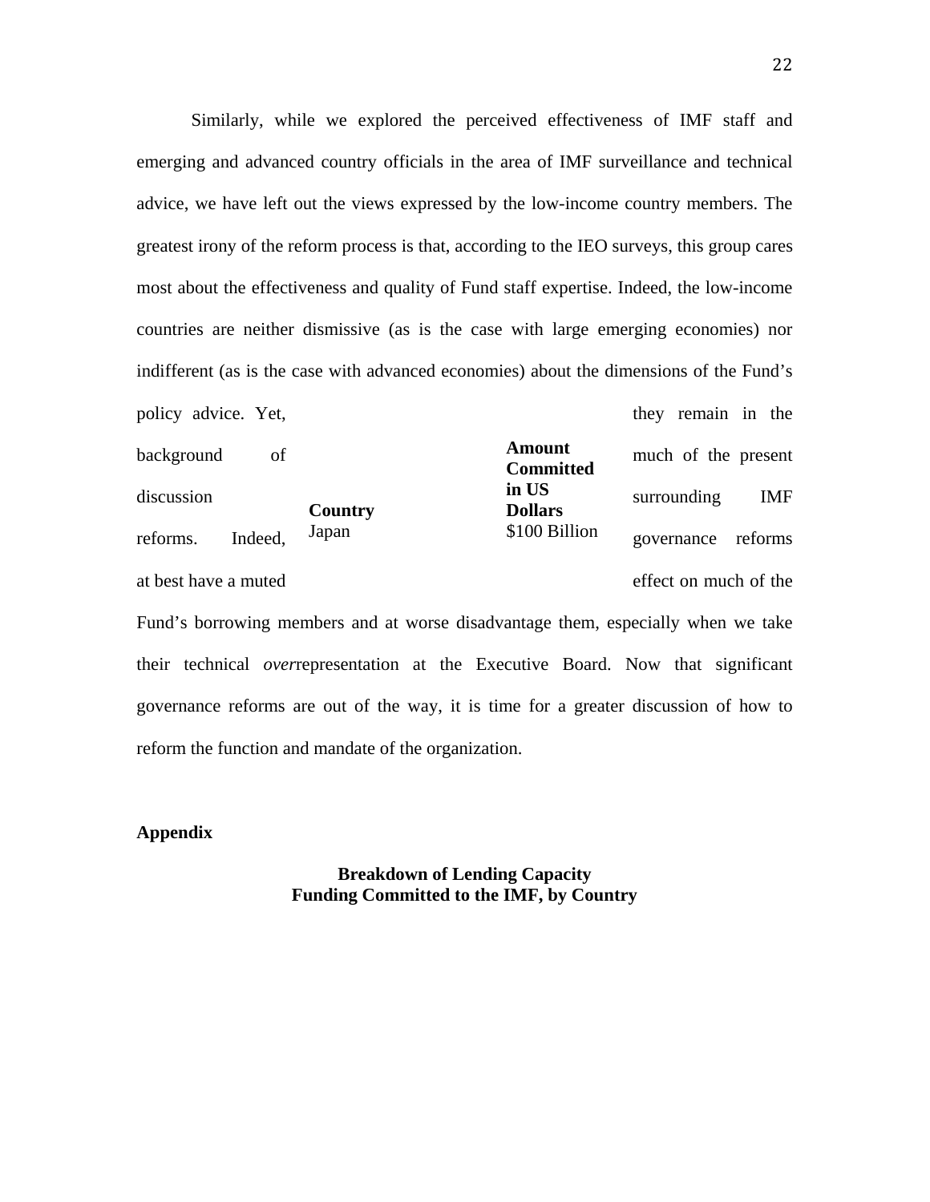Similarly, while we explored the perceived effectiveness of IMF staff and emerging and advanced country officials in the area of IMF surveillance and technical advice, we have left out the views expressed by the low-income country members. The greatest irony of the reform process is that, according to the IEO surveys, this group cares most about the effectiveness and quality of Fund staff expertise. Indeed, the low-income countries are neither dismissive (as is the case with large emerging economies) nor indifferent (as is the case with advanced economies) about the dimensions of the Fund's policy advice. Yet, they remain in the background of much of the present discussion surrounding IMF reforms. Indeed, governance reforms at best have a muted effect on much of the Fund's borrowing members and at worse disadvantage them, especially when we take their technical *over*representation at the Executive Board. Now that significant governance reforms are out of the way, it is time for a greater discussion of how to reform the function and mandate of the organization.

**Appendix**

**Breakdown of Lending Capacity**
**Funding Committed to the IMF, by Country**

| **Country** | **Amount Committed in US Dollars** |
|---|---|
| Japan | $100 Billion |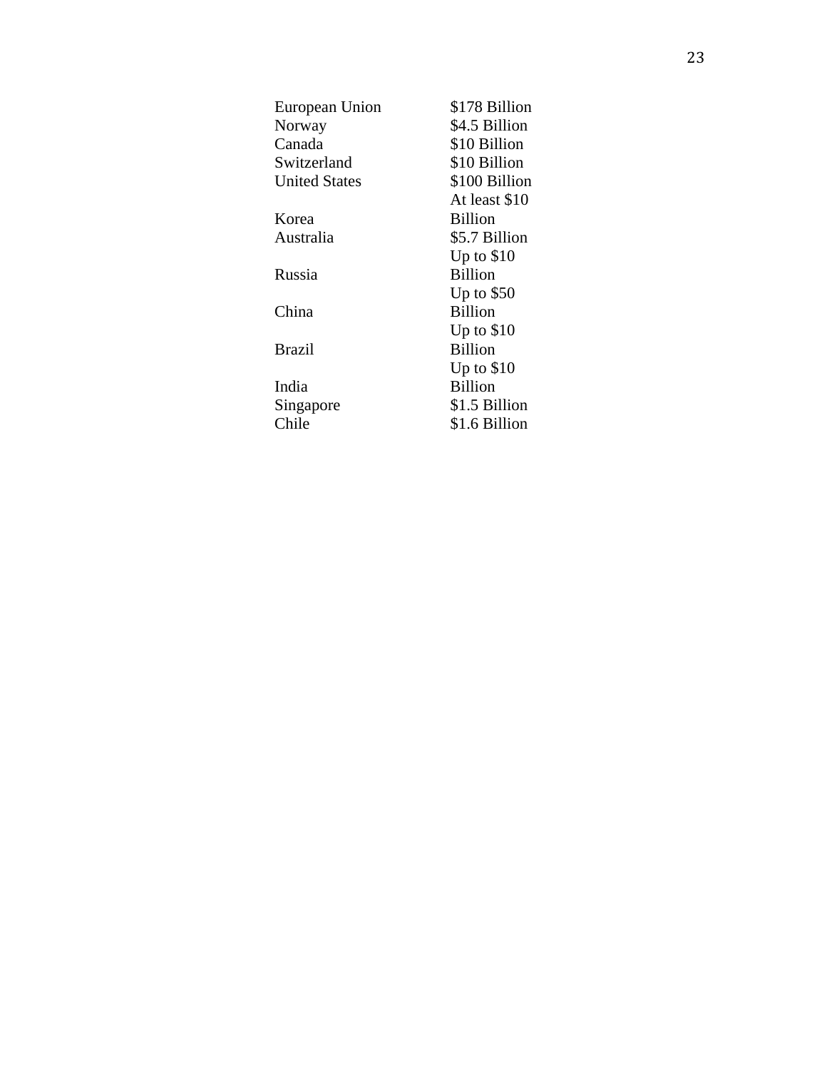| | |
|---|---|
| European Union | $178 Billion |
| Norway | $4.5 Billion |
| Canada | $10 Billion |
| Switzerland | $10 Billion |
| United States | $100 Billion |
| Korea | At least $10 Billion |
| Australia | $5.7 Billion |
| Russia | Up to $10 Billion |
| China | Up to $50 Billion |
| Brazil | Up to $10 Billion |
| India | Up to $10 Billion |
| Singapore | $1.5 Billion |
| Chile | $1.6 Billion |